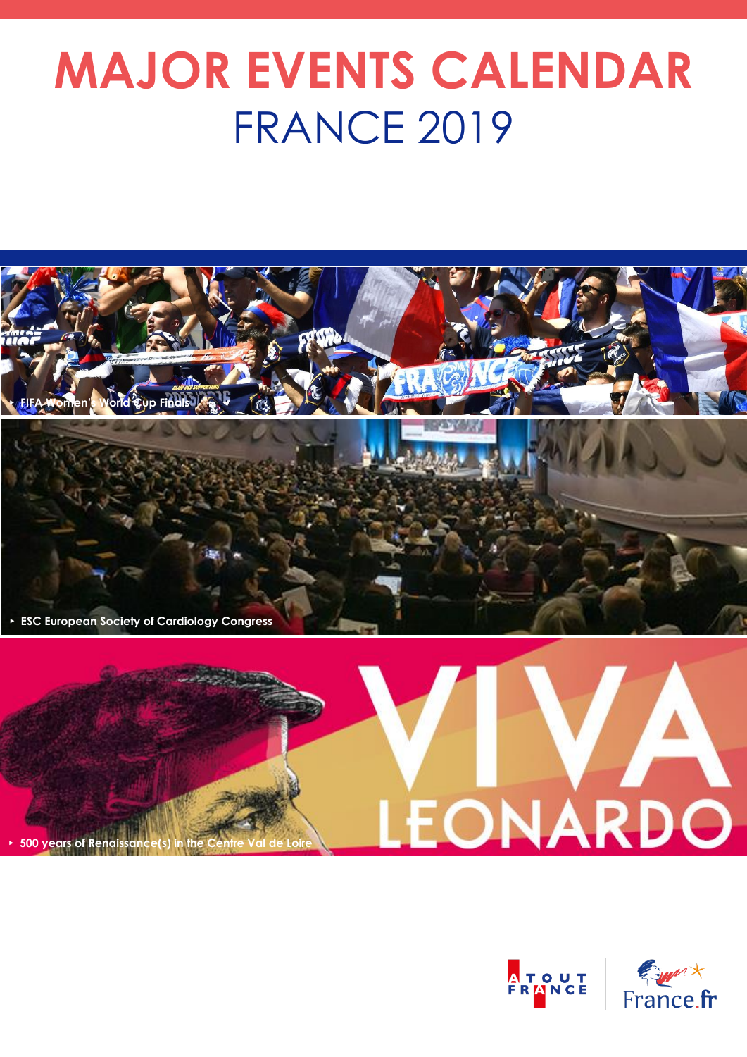# MAJOR EVENTS CALENDAR
## FRANCE 2019

‣ FIFA Women's World Cup Finals

‣ ESC European Society of Cardiology Congress

‣ 500 years of Renaissance(s) in the Centre Val de Loire

VIVA LEONARDO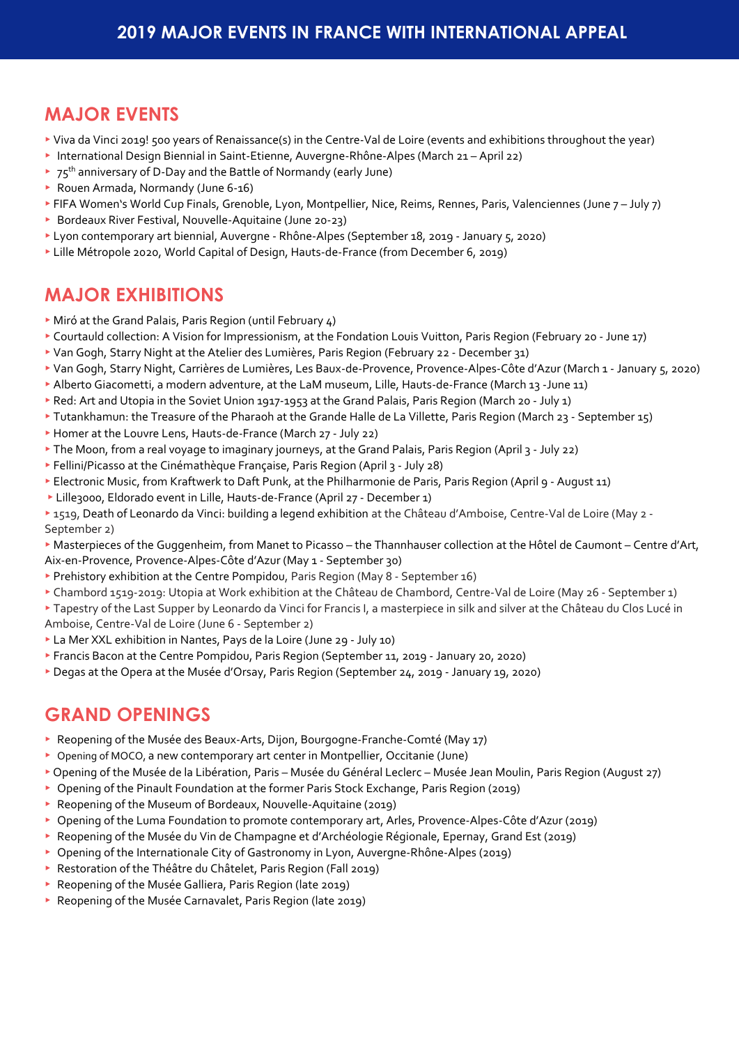# 2019 MAJOR EVENTS IN FRANCE WITH INTERNATIONAL APPEAL

## MAJOR EVENTS

- Viva da Vinci 2019! 500 years of Renaissance(s) in the Centre-Val de Loire (events and exhibitions throughout the year)
- International Design Biennial in Saint-Etienne, Auvergne-Rhône-Alpes (March 21 – April 22)
- 75th anniversary of D-Day and the Battle of Normandy (early June)
- Rouen Armada, Normandy (June 6-16)
- FIFA Women's World Cup Finals, Grenoble, Lyon, Montpellier, Nice, Reims, Rennes, Paris, Valenciennes (June 7 – July 7)
- Bordeaux River Festival, Nouvelle-Aquitaine (June 20-23)
- Lyon contemporary art biennial, Auvergne - Rhône-Alpes (September 18, 2019 - January 5, 2020)
- Lille Métropole 2020, World Capital of Design, Hauts-de-France (from December 6, 2019)

## MAJOR EXHIBITIONS

- Miró at the Grand Palais, Paris Region (until February 4)
- Courtauld collection: A Vision for Impressionism, at the Fondation Louis Vuitton, Paris Region (February 20 - June 17)
- Van Gogh, Starry Night at the Atelier des Lumières, Paris Region (February 22 - December 31)
- Van Gogh, Starry Night, Carrières de Lumières, Les Baux-de-Provence, Provence-Alpes-Côte d'Azur (March 1 - January 5, 2020)
- Alberto Giacometti, a modern adventure, at the LaM museum, Lille, Hauts-de-France (March 13 -June 11)
- Red: Art and Utopia in the Soviet Union 1917-1953 at the Grand Palais, Paris Region (March 20 - July 1)
- Tutankhamun: the Treasure of the Pharaoh at the Grande Halle de La Villette, Paris Region (March 23 - September 15)
- Homer at the Louvre Lens, Hauts-de-France (March 27 - July 22)
- The Moon, from a real voyage to imaginary journeys, at the Grand Palais, Paris Region (April 3 - July 22)
- Fellini/Picasso at the Cinémathèque Française, Paris Region (April 3 - July 28)
- Electronic Music, from Kraftwerk to Daft Punk, at the Philharmonie de Paris, Paris Region (April 9 - August 11)
- Lille3000, Eldorado event in Lille, Hauts-de-France (April 27 - December 1)
- 1519, Death of Leonardo da Vinci: building a legend exhibition at the Château d'Amboise, Centre-Val de Loire (May 2 - September 2)
- Masterpieces of the Guggenheim, from Manet to Picasso – the Thannhauser collection at the Hôtel de Caumont – Centre d'Art, Aix-en-Provence, Provence-Alpes-Côte d'Azur (May 1 - September 30)
- Prehistory exhibition at the Centre Pompidou, Paris Region (May 8 - September 16)
- Chambord 1519-2019: Utopia at Work exhibition at the Château de Chambord, Centre-Val de Loire (May 26 - September 1)
- Tapestry of the Last Supper by Leonardo da Vinci for Francis I, a masterpiece in silk and silver at the Château du Clos Lucé in Amboise, Centre-Val de Loire (June 6 - September 2)
- La Mer XXL exhibition in Nantes, Pays de la Loire (June 29 - July 10)
- Francis Bacon at the Centre Pompidou, Paris Region (September 11, 2019 - January 20, 2020)
- Degas at the Opera at the Musée d'Orsay, Paris Region (September 24, 2019 - January 19, 2020)

## GRAND OPENINGS

- Reopening of the Musée des Beaux-Arts, Dijon, Bourgogne-Franche-Comté (May 17)
- Opening of MOCO, a new contemporary art center in Montpellier, Occitanie (June)
- Opening of the Musée de la Libération, Paris – Musée du Général Leclerc – Musée Jean Moulin, Paris Region (August 27)
- Opening of the Pinault Foundation at the former Paris Stock Exchange, Paris Region (2019)
- Reopening of the Museum of Bordeaux, Nouvelle-Aquitaine (2019)
- Opening of the Luma Foundation to promote contemporary art, Arles, Provence-Alpes-Côte d'Azur (2019)
- Reopening of the Musée du Vin de Champagne et d'Archéologie Régionale, Epernay, Grand Est (2019)
- Opening of the Internationale City of Gastronomy in Lyon, Auvergne-Rhône-Alpes (2019)
- Restoration of the Théâtre du Châtelet, Paris Region (Fall 2019)
- Reopening of the Musée Galliera, Paris Region (late 2019)
- Reopening of the Musée Carnavalet, Paris Region (late 2019)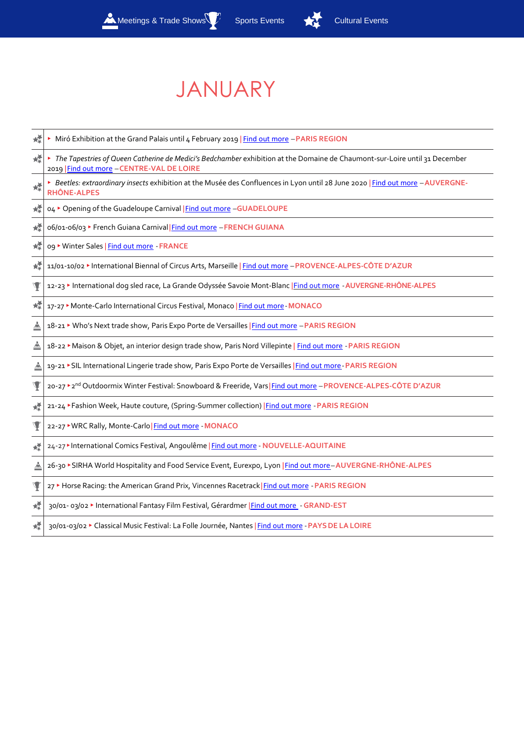Meetings & Trade Shows | Sports Events | Cultural Events

# JANUARY

- ‣ Miró Exhibition at the Grand Palais until 4 February 2019 | Find out more – **PARIS REGION**
- ‣ *The Tapestries of Queen Catherine de Medici's Bedchamber* exhibition at the Domaine de Chaumont-sur-Loire until 31 December 2019 | Find out more – **CENTRE-VAL DE LOIRE**
- ‣ *Beetles: extraordinary insects* exhibition at the Musée des Confluences in Lyon until 28 June 2020 | Find out more – **AUVERGNE-RHÔNE-ALPES**
- 04 ‣ Opening of the Guadeloupe Carnival | Find out more – **GUADELOUPE**
- 06/01-06/03 ‣ French Guiana Carnival | Find out more – **FRENCH GUIANA**
- 09 ‣ Winter Sales | Find out more - **FRANCE**
- 11/01-10/02 ‣ International Biennal of Circus Arts, Marseille | Find out more – **PROVENCE-ALPES-CÔTE D'AZUR**
- 12-23 ‣ International dog sled race, La Grande Odyssée Savoie Mont-Blanc | Find out more - **AUVERGNE-RHÔNE-ALPES**
- 17-27 ‣ Monte-Carlo International Circus Festival, Monaco | Find out more - **MONACO**
- 18-21 ‣ Who's Next trade show, Paris Expo Porte de Versailles | Find out more – **PARIS REGION**
- 18-22 ‣ Maison & Objet, an interior design trade show, Paris Nord Villepinte | Find out more - **PARIS REGION**
- 19-21 ‣ SIL International Lingerie trade show, Paris Expo Porte de Versailles | Find out more - **PARIS REGION**
- 20-27 ‣ 2nd Outdoormix Winter Festival: Snowboard & Freeride, Vars | Find out more – **PROVENCE-ALPES-CÔTE D'AZUR**
- 21-24 ‣ Fashion Week, Haute couture, (Spring-Summer collection) | Find out more - **PARIS REGION**
- 22-27 ‣ WRC Rally, Monte-Carlo | Find out more - **MONACO**
- 24-27 ‣ International Comics Festival, Angoulême | Find out more - **NOUVELLE-AQUITAINE**
- 26-30 ‣ SIRHA World Hospitality and Food Service Event, Eurexpo, Lyon | Find out more – **AUVERGNE-RHÔNE-ALPES**
- 27 ‣ Horse Racing: the American Grand Prix, Vincennes Racetrack | Find out more - **PARIS REGION**
- 30/01- 03/02 ‣ International Fantasy Film Festival, Gérardmer | Find out more - **GRAND-EST**
- 30/01-03/02 ‣ Classical Music Festival: La Folle Journée, Nantes | Find out more - **PAYS DE LA LOIRE**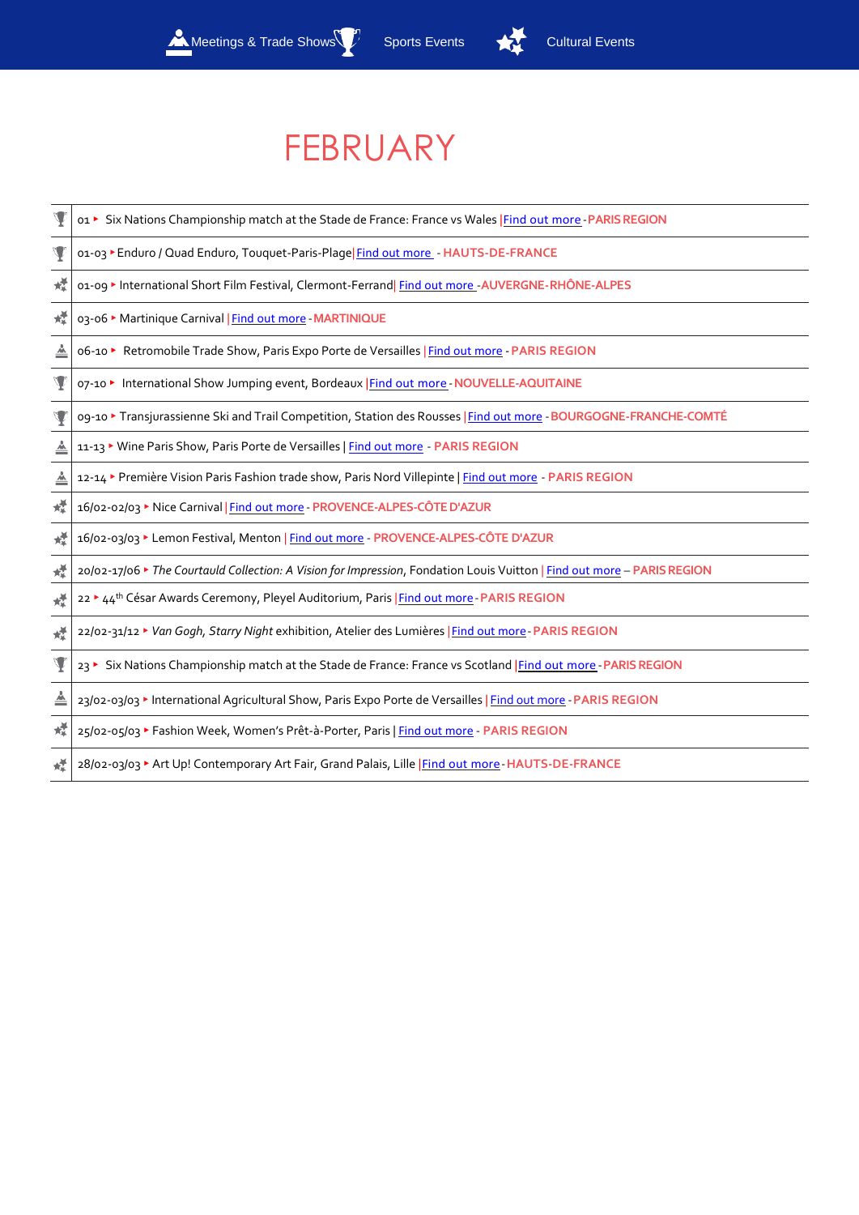Meetings & Trade Shows Sports Events Cultural Events

# FEBRUARY

| | |
|---|---|
| | 01 ▸ Six Nations Championship match at the Stade de France: France vs Wales \|Find out more - PARIS REGION |
| | 01-03 ▸ Enduro / Quad Enduro, Touquet-Paris-Plage\| Find out more - HAUTS-DE-FRANCE |
| | 01-09 ▸ International Short Film Festival, Clermont-Ferrand\| Find out more - AUVERGNE-RHÔNE-ALPES |
| | 03-06 ▸ Martinique Carnival \| Find out more - MARTINIQUE |
| | 06-10 ▸ Retromobile Trade Show, Paris Expo Porte de Versailles \| Find out more - PARIS REGION |
| | 07-10 ▸ International Show Jumping event, Bordeaux \|Find out more - NOUVELLE-AQUITAINE |
| | 09-10 ▸ Transjurassienne Ski and Trail Competition, Station des Rousses \| Find out more - BOURGOGNE-FRANCHE-COMTÉ |
| | 11-13 ▸ Wine Paris Show, Paris Porte de Versailles \| Find out more - PARIS REGION |
| | 12-14 ▸ Première Vision Paris Fashion trade show, Paris Nord Villepinte \| Find out more - PARIS REGION |
| | 16/02-02/03 ▸ Nice Carnival \| Find out more - PROVENCE-ALPES-CÔTE D'AZUR |
| | 16/02-03/03 ▸ Lemon Festival, Menton \| Find out more - PROVENCE-ALPES-CÔTE D'AZUR |
| | 20/02-17/06 ▸ *The Courtauld Collection: A Vision for Impression*, Fondation Louis Vuitton \| Find out more – PARIS REGION |
| | 22 ▸ 44th César Awards Ceremony, Pleyel Auditorium, Paris \|Find out more - PARIS REGION |
| | 22/02-31/12 ▸ *Van Gogh, Starry Night* exhibition, Atelier des Lumières \|Find out more - PARIS REGION |
| | 23 ▸ Six Nations Championship match at the Stade de France: France vs Scotland \|Find out more - PARIS REGION |
| | 23/02-03/03 ▸ International Agricultural Show, Paris Expo Porte de Versailles \| Find out more - PARIS REGION |
| | 25/02-05/03 ▸ Fashion Week, Women's Prêt-à-Porter, Paris \| Find out more - PARIS REGION |
| | 28/02-03/03 ▸ Art Up! Contemporary Art Fair, Grand Palais, Lille \|Find out more - HAUTS-DE-FRANCE |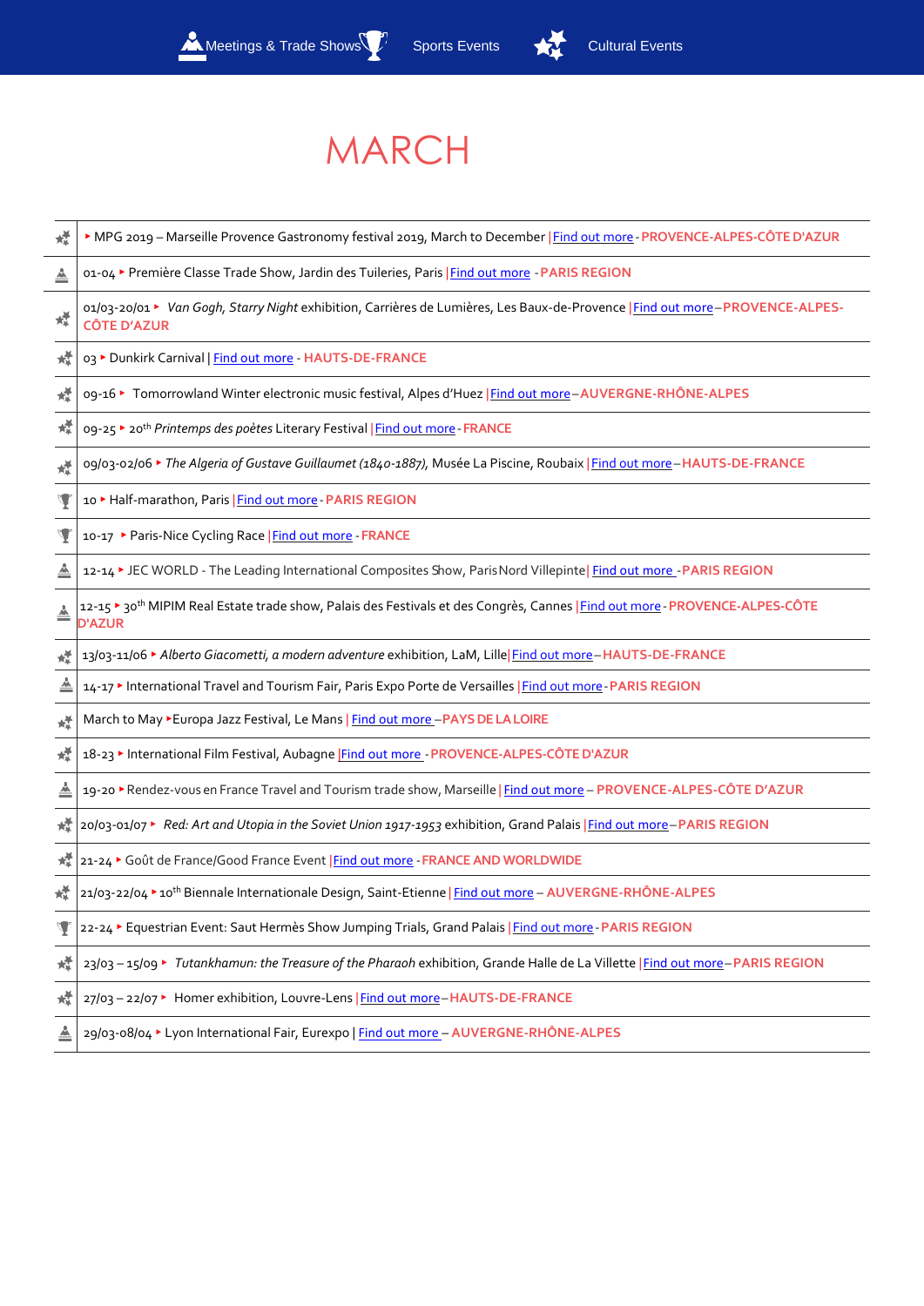Meetings & Trade Shows Sports Events Cultural Events

# MARCH

| | |
|---|---|
| | ▸ MPG 2019 – Marseille Provence Gastronomy festival 2019, March to December \| Find out more - **PROVENCE-ALPES-CÔTE D'AZUR** |
| | 01-04 ▸ Première Classe Trade Show, Jardin des Tuileries, Paris \| Find out more - **PARIS REGION** |
| | 01/03-20/01 ▸ *Van Gogh, Starry Night* exhibition, Carrières de Lumières, Les Baux-de-Provence \| Find out more – **PROVENCE-ALPES-CÔTE D'AZUR** |
| | 03 ▸ Dunkirk Carnival \| Find out more - **HAUTS-DE-FRANCE** |
| | 09-16 ▸ Tomorrowland Winter electronic music festival, Alpes d'Huez \| Find out more – **AUVERGNE-RHÔNE-ALPES** |
| | 09-25 ▸ 20th *Printemps des poètes* Literary Festival \| Find out more - **FRANCE** |
| | 09/03-02/06 ▸ *The Algeria of Gustave Guillaumet (1840-1887),* Musée La Piscine, Roubaix \| Find out more – **HAUTS-DE-FRANCE** |
| | 10 ▸ Half-marathon, Paris \| Find out more - **PARIS REGION** |
| | 10-17 ▸ Paris-Nice Cycling Race \| Find out more - **FRANCE** |
| | 12-14 ▸ JEC WORLD - The Leading International Composites Show, Paris Nord Villepinte\| Find out more - **PARIS REGION** |
| | 12-15 ▸ 30th MIPIM Real Estate trade show, Palais des Festivals et des Congrès, Cannes \| Find out more - **PROVENCE-ALPES-CÔTE D'AZUR** |
| | 13/03-11/06 ▸ *Alberto Giacometti, a modern adventure* exhibition, LaM, Lille \| Find out more – **HAUTS-DE-FRANCE** |
| | 14-17 ▸ International Travel and Tourism Fair, Paris Expo Porte de Versailles \| Find out more - **PARIS REGION** |
| | March to May ▸ Europa Jazz Festival, Le Mans \| Find out more – **PAYS DE LA LOIRE** |
| | 18-23 ▸ International Film Festival, Aubagne \| Find out more - **PROVENCE-ALPES-CÔTE D'AZUR** |
| | 19-20 ▸ Rendez-vous en France Travel and Tourism trade show, Marseille \| Find out more – **PROVENCE-ALPES-CÔTE D'AZUR** |
| | 20/03-01/07 ▸ *Red: Art and Utopia in the Soviet Union 1917-1953* exhibition, Grand Palais \| Find out more – **PARIS REGION** |
| | 21-24 ▸ Goût de France/Good France Event \| Find out more - **FRANCE AND WORLDWIDE** |
| | 21/03-22/04 ▸ 10th Biennale Internationale Design, Saint-Etienne \| Find out more – **AUVERGNE-RHÔNE-ALPES** |
| | 22-24 ▸ Equestrian Event: Saut Hermès Show Jumping Trials, Grand Palais \| Find out more - **PARIS REGION** |
| | 23/03 – 15/09 ▸ *Tutankhamun: the Treasure of the Pharaoh* exhibition, Grande Halle de La Villette \| Find out more – **PARIS REGION** |
| | 27/03 – 22/07 ▸ Homer exhibition, Louvre-Lens \| Find out more – **HAUTS-DE-FRANCE** |
| | 29/03-08/04 ▸ Lyon International Fair, Eurexpo \| Find out more – **AUVERGNE-RHÔNE-ALPES** |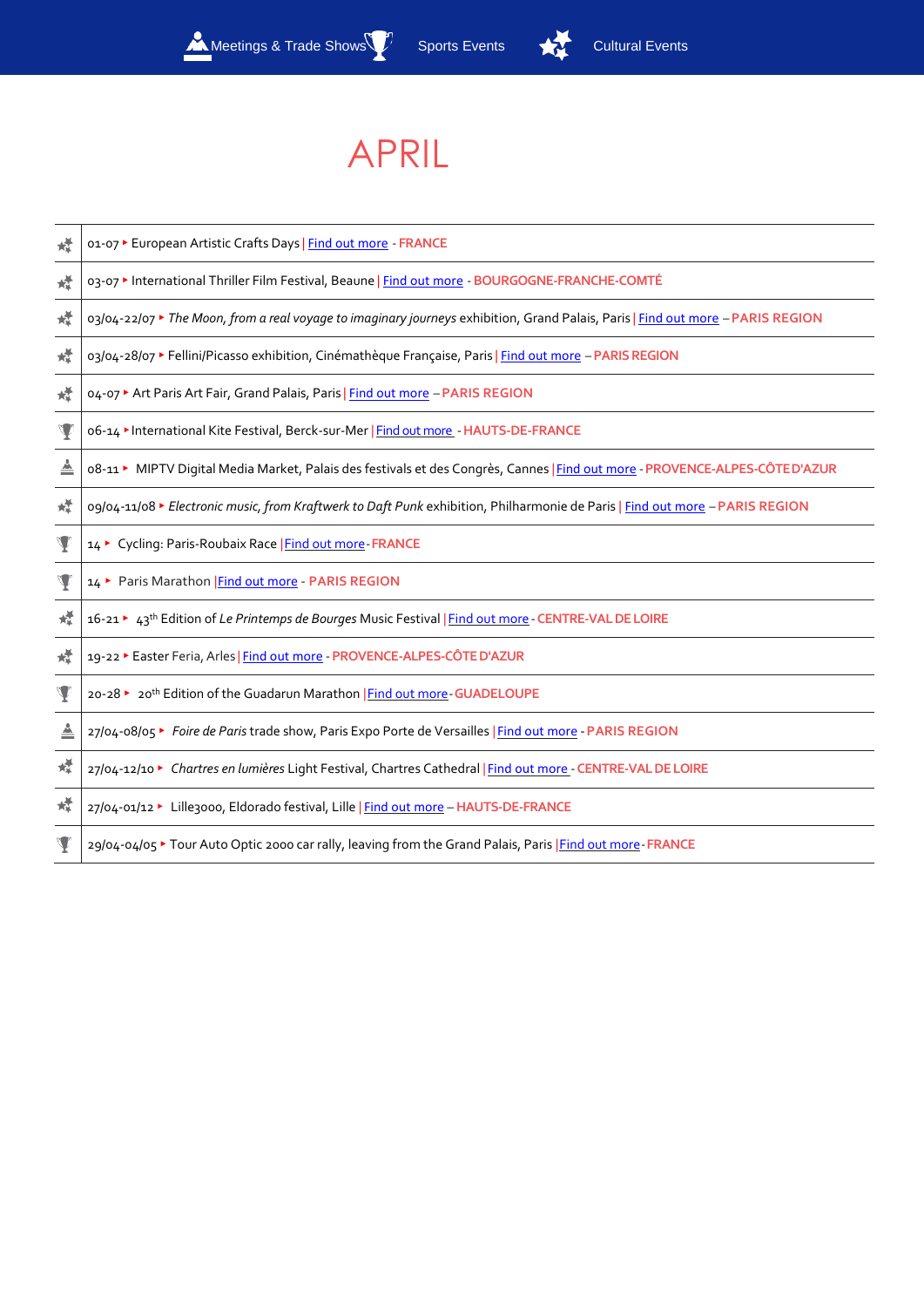Meetings & Trade Shows | Sports Events | Cultural Events

# APRIL

| | |
|---|---|
| Cultural Events | 01-07 ▸ European Artistic Crafts Days \| Find out more - FRANCE |
| Cultural Events | 03-07 ▸ International Thriller Film Festival, Beaune \| Find out more - BOURGOGNE-FRANCHE-COMTÉ |
| Cultural Events | 03/04-22/07 ▸ *The Moon, from a real voyage to imaginary journeys* exhibition, Grand Palais, Paris \| Find out more – PARIS REGION |
| Cultural Events | 03/04-28/07 ▸ Fellini/Picasso exhibition, Cinémathèque Française, Paris \| Find out more – PARIS REGION |
| Cultural Events | 04-07 ▸ Art Paris Art Fair, Grand Palais, Paris \| Find out more – PARIS REGION |
| Sports Events | 06-14 ▸ International Kite Festival, Berck-sur-Mer \| Find out more - HAUTS-DE-FRANCE |
| Meetings & Trade Shows | 08-11 ▸ MIPTV Digital Media Market, Palais des festivals et des Congrès, Cannes \| Find out more - PROVENCE-ALPES-CÔTE D'AZUR |
| Cultural Events | 09/04-11/08 ▸ *Electronic music, from Kraftwerk to Daft Punk* exhibition, Philharmonie de Paris \| Find out more – PARIS REGION |
| Sports Events | 14 ▸ Cycling: Paris-Roubaix Race \| Find out more - FRANCE |
| Sports Events | 14 ▸ Paris Marathon \| Find out more - PARIS REGION |
| Cultural Events | 16-21 ▸ 43th Edition of *Le Printemps de Bourges* Music Festival \| Find out more - CENTRE-VAL DE LOIRE |
| Cultural Events | 19-22 ▸ Easter Feria, Arles \| Find out more - PROVENCE-ALPES-CÔTE D'AZUR |
| Sports Events | 20-28 ▸ 20th Edition of the Guadarun Marathon \| Find out more - GUADELOUPE |
| Meetings & Trade Shows | 27/04-08/05 ▸ *Foire de Paris* trade show, Paris Expo Porte de Versailles \| Find out more - PARIS REGION |
| Cultural Events | 27/04-12/10 ▸ *Chartres en lumières* Light Festival, Chartres Cathedral \| Find out more - CENTRE-VAL DE LOIRE |
| Cultural Events | 27/04-01/12 ▸ Lille3000, Eldorado festival, Lille \| Find out more – HAUTS-DE-FRANCE |
| Sports Events | 29/04-04/05 ▸ Tour Auto Optic 2000 car rally, leaving from the Grand Palais, Paris \| Find out more - FRANCE |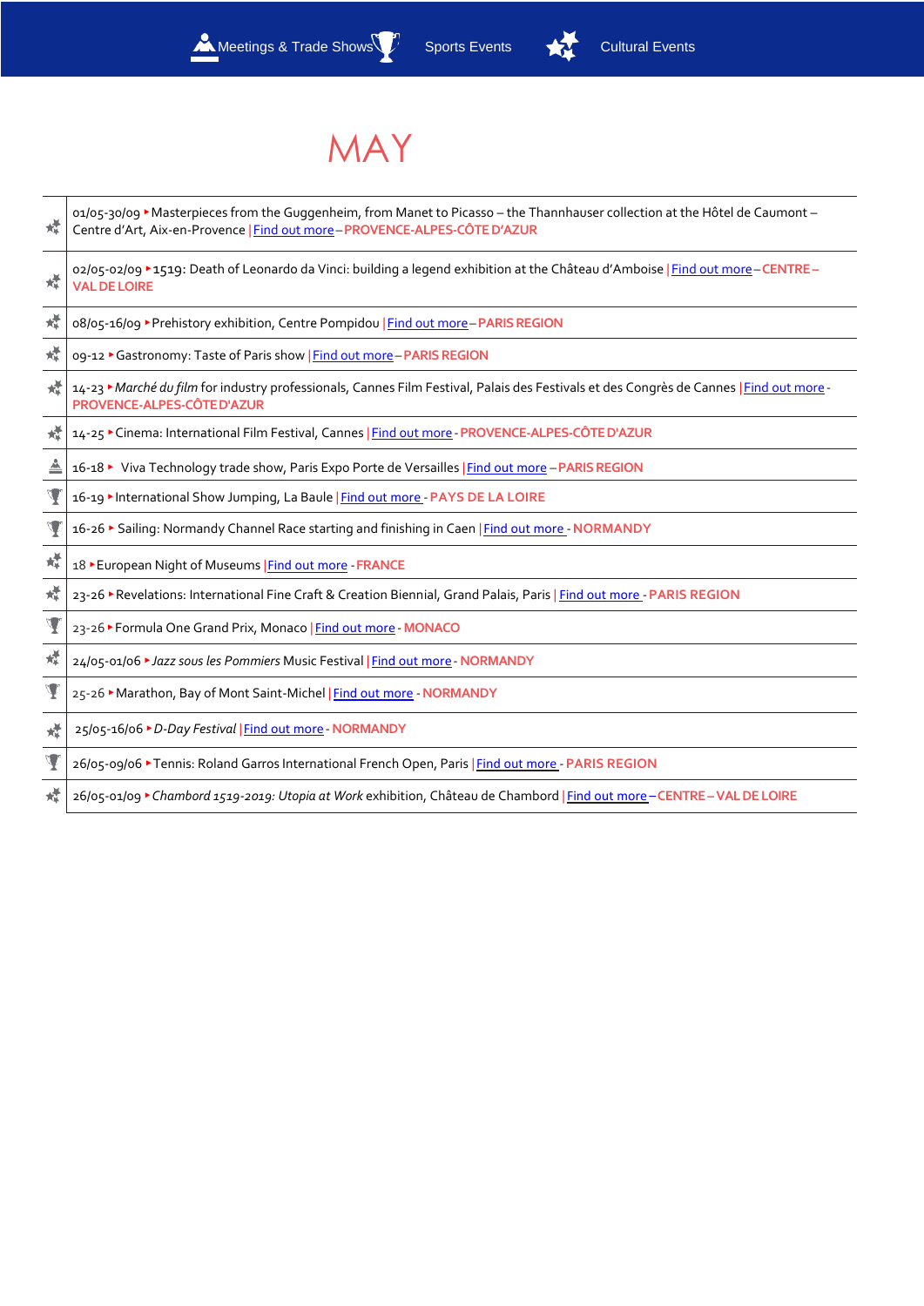Meetings & Trade Shows Sports Events Cultural Events

# MAY

| | |
|---|---|
| | 01/05-30/09 ▸ Masterpieces from the Guggenheim, from Manet to Picasso – the Thannhauser collection at the Hôtel de Caumont – Centre d'Art, Aix-en-Provence \| Find out more – **PROVENCE-ALPES-CÔTE D'AZUR** |
| | 02/05-02/09 ▸ 1519: Death of Leonardo da Vinci: building a legend exhibition at the Château d'Amboise \| Find out more – **CENTRE – VAL DE LOIRE** |
| | 08/05-16/09 ▸ Prehistory exhibition, Centre Pompidou \| Find out more – **PARIS REGION** |
| | 09-12 ▸ Gastronomy: Taste of Paris show \| Find out more – **PARIS REGION** |
| | 14-23 ▸ *Marché du film* for industry professionals, Cannes Film Festival, Palais des Festivals et des Congrès de Cannes \| Find out more - **PROVENCE-ALPES-CÔTE D'AZUR** |
| | 14-25 ▸ Cinema: International Film Festival, Cannes \| Find out more - **PROVENCE-ALPES-CÔTE D'AZUR** |
| | 16-18 ▸ Viva Technology trade show, Paris Expo Porte de Versailles \| Find out more – **PARIS REGION** |
| | 16-19 ▸ International Show Jumping, La Baule \| Find out more - **PAYS DE LA LOIRE** |
| | 16-26 ▸ Sailing: Normandy Channel Race starting and finishing in Caen \| Find out more - **NORMANDY** |
| | 18 ▸ European Night of Museums \| Find out more - **FRANCE** |
| | 23-26 ▸ Revelations: International Fine Craft & Creation Biennial, Grand Palais, Paris \| Find out more - **PARIS REGION** |
| | 23-26 ▸ Formula One Grand Prix, Monaco \| Find out more - **MONACO** |
| | 24/05-01/06 ▸ *Jazz sous les Pommiers* Music Festival \| Find out more - **NORMANDY** |
| | 25-26 ▸ Marathon, Bay of Mont Saint-Michel \| Find out more - **NORMANDY** |
| | 25/05-16/06 ▸ *D-Day Festival* \| Find out more - **NORMANDY** |
| | 26/05-09/06 ▸ Tennis: Roland Garros International French Open, Paris \| Find out more - **PARIS REGION** |
| | 26/05-01/09 ▸ *Chambord 1519-2019: Utopia at Work* exhibition, Château de Chambord \| Find out more – **CENTRE – VAL DE LOIRE** |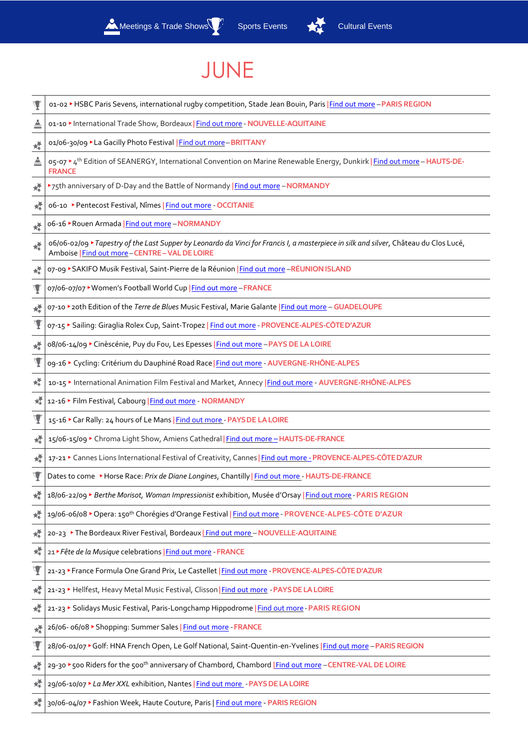Meetings & Trade Shows | Sports Events | Cultural Events

# JUNE

| | |
|---|---|
| Sports | 01-02 ‣ HSBC Paris Sevens, international rugby competition, Stade Jean Bouin, Paris \| Find out more – PARIS REGION |
| Meetings & Trade Shows | 01-10 ‣ International Trade Show, Bordeaux \| Find out more - NOUVELLE-AQUITAINE |
| Cultural | 01/06-30/09 ‣ La Gacilly Photo Festival \| Find out more – BRITTANY |
| Meetings & Trade Shows | 05-07 ‣ 4th Edition of SEANERGY, International Convention on Marine Renewable Energy, Dunkirk \| Find out more – HAUTS-DE-FRANCE |
| Cultural | ‣ 75th anniversary of D-Day and the Battle of Normandy \| Find out more – NORMANDY |
| Cultural | 06-10 ‣ Pentecost Festival, Nîmes \| Find out more - OCCITANIE |
| Cultural | 06-16 ‣ Rouen Armada \| Find out more – NORMANDY |
| Cultural | 06/06-02/09 ‣ *Tapestry of the Last Supper by Leonardo da Vinci for Francis I, a masterpiece in silk and silver*, Château du Clos Lucé, Amboise \| Find out more – CENTRE – VAL DE LOIRE |
| Cultural | 07-09 ‣ SAKIFO Musik Festival, Saint-Pierre de la Réunion \| Find out more – RÉUNION ISLAND |
| Sports | 07/06-07/07 ‣ Women's Football World Cup \| Find out more – FRANCE |
| Cultural | 07-10 ‣ 20th Edition of the *Terre de Blues* Music Festival, Marie Galante \| Find out more – GUADELOUPE |
| Sports | 07-15 ‣ Sailing: Giraglia Rolex Cup, Saint-Tropez \| Find out more - PROVENCE-ALPES-CÔTE D'AZUR |
| Cultural | 08/06-14/09 ‣ Cinèscénie, Puy du Fou, Les Epesses \| Find out more – PAYS DE LA LOIRE |
| Sports | 09-16 ‣ Cycling: Critérium du Dauphiné Road Race \| Find out more - AUVERGNE-RHÔNE-ALPES |
| Cultural | 10-15 ‣ International Animation Film Festival and Market, Annecy \| Find out more - AUVERGNE-RHÔNE-ALPES |
| Cultural | 12-16 ‣ Film Festival, Cabourg \| Find out more - NORMANDY |
| Sports | 15-16 ‣ Car Rally: 24 hours of Le Mans \| Find out more - PAYS DE LA LOIRE |
| Cultural | 15/06-15/09 ‣ Chroma Light Show, Amiens Cathedral \| Find out more – HAUTS-DE-FRANCE |
| Cultural | 17-21 ‣ Cannes Lions International Festival of Creativity, Cannes \| Find out more - PROVENCE-ALPES-CÔTE D'AZUR |
| Sports | Dates to come ‣ Horse Race: *Prix de Diane Longines*, Chantilly \| Find out more - HAUTS-DE-FRANCE |
| Cultural | 18/06-22/09 ‣ *Berthe Morisot, Woman Impressionist* exhibition, Musée d'Orsay \| Find out more - PARIS REGION |
| Cultural | 19/06-06/08 ‣ Opera: 150th Chorégies d'Orange Festival \| Find out more - PROVENCE-ALPES-CÔTE D'AZUR |
| Cultural | 20-23 ‣ The Bordeaux River Festival, Bordeaux \| Find out more – NOUVELLE-AQUITAINE |
| Cultural | 21 ‣ *Fête de la Musique* celebrations \| Find out more - FRANCE |
| Sports | 21-23 ‣ France Formula One Grand Prix, Le Castellet \| Find out more - PROVENCE-ALPES-CÔTE D'AZUR |
| Cultural | 21-23 ‣ Hellfest, Heavy Metal Music Festival, Clisson \| Find out more - PAYS DE LA LOIRE |
| Cultural | 21-23 ‣ Solidays Music Festival, Paris-Longchamp Hippodrome \| Find out more - PARIS REGION |
| Cultural | 26/06- 06/08 ‣ Shopping: Summer Sales \| Find out more - FRANCE |
| Sports | 28/06-01/07 ‣ Golf: HNA French Open, Le Golf National, Saint-Quentin-en-Yvelines \| Find out more – PARIS REGION |
| Cultural | 29-30 ‣ 500 Riders for the 500th anniversary of Chambord, Chambord \| Find out more – CENTRE-VAL DE LOIRE |
| Cultural | 29/06-10/07 ‣ *La Mer XXL* exhibition, Nantes \| Find out more - PAYS DE LA LOIRE |
| Cultural | 30/06-04/07 ‣ Fashion Week, Haute Couture, Paris \| Find out more - PARIS REGION |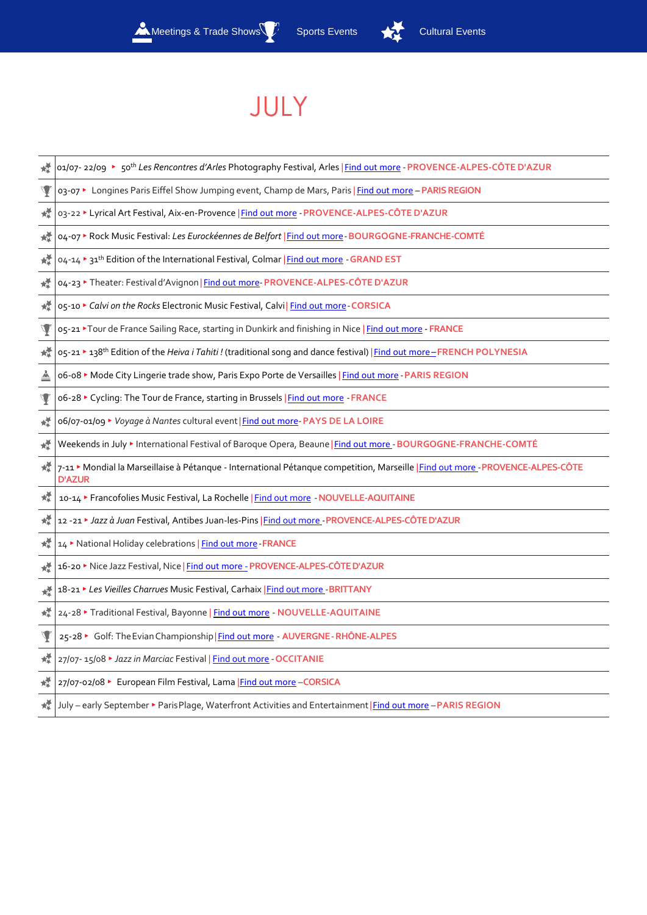Meetings & Trade Shows | Sports Events | Cultural Events

# JULY

| | |
|---|---|
| | 01/07- 22/09 ▸ 50th *Les Rencontres d'Arles* Photography Festival, Arles \| Find out more - **PROVENCE-ALPES-CÔTE D'AZUR** |
| | 03-07 ▸ Longines Paris Eiffel Show Jumping event, Champ de Mars, Paris \| Find out more – **PARIS REGION** |
| | 03-22 ▸ Lyrical Art Festival, Aix-en-Provence \| Find out more - **PROVENCE-ALPES-CÔTE D'AZUR** |
| | 04-07 ▸ Rock Music Festival: *Les Eurockéennes de Belfort* \| Find out more - **BOURGOGNE-FRANCHE-COMTÉ** |
| | 04-14 ▸ 31th Edition of the International Festival, Colmar \| Find out more - **GRAND EST** |
| | 04-23 ▸ Theater: Festival d'Avignon \| Find out more - **PROVENCE-ALPES-CÔTE D'AZUR** |
| | 05-10 ▸ *Calvi on the Rocks* Electronic Music Festival, Calvi \| Find out more - **CORSICA** |
| | 05-21 ▸ Tour de France Sailing Race, starting in Dunkirk and finishing in Nice \| Find out more - **FRANCE** |
| | 05-21 ▸ 138th Edition of the *Heiva i Tahiti !* (traditional song and dance festival) \| Find out more – **FRENCH POLYNESIA** |
| | 06-08 ▸ Mode City Lingerie trade show, Paris Expo Porte de Versailles \| Find out more - **PARIS REGION** |
| | 06-28 ▸ Cycling: The Tour de France, starting in Brussels \| Find out more - **FRANCE** |
| | 06/07-01/09 ▸ *Voyage à Nantes* cultural event \| Find out more - **PAYS DE LA LOIRE** |
| | Weekends in July ▸ International Festival of Baroque Opera, Beaune \| Find out more - **BOURGOGNE-FRANCHE-COMTÉ** |
| | 7-11 ▸ Mondial la Marseillaise à Pétanque - International Pétanque competition, Marseille \| Find out more - **PROVENCE-ALPES-CÔTE D'AZUR** |
| | 10-14 ▸ Francofolies Music Festival, La Rochelle \| Find out more - **NOUVELLE-AQUITAINE** |
| | 12 -21 ▸ *Jazz à Juan* Festival, Antibes Juan-les-Pins \| Find out more - **PROVENCE-ALPES-CÔTE D'AZUR** |
| | 14 ▸ National Holiday celebrations \| Find out more - **FRANCE** |
| | 16-20 ▸ Nice Jazz Festival, Nice \| Find out more - **PROVENCE-ALPES-CÔTE D'AZUR** |
| | 18-21 ▸ *Les Vieilles Charrues* Music Festival, Carhaix \| Find out more - **BRITTANY** |
| | 24-28 ▸ Traditional Festival, Bayonne \| Find out more - **NOUVELLE-AQUITAINE** |
| | 25-28 ▸ Golf: The Evian Championship \| Find out more - **AUVERGNE-RHÔNE-ALPES** |
| | 27/07- 15/08 ▸ *Jazz in Marciac* Festival \| Find out more - **OCCITANIE** |
| | 27/07-02/08 ▸ European Film Festival, Lama \| Find out more – **CORSICA** |
| | July – early September ▸ Paris Plage, Waterfront Activities and Entertainment \| Find out more – **PARIS REGION** |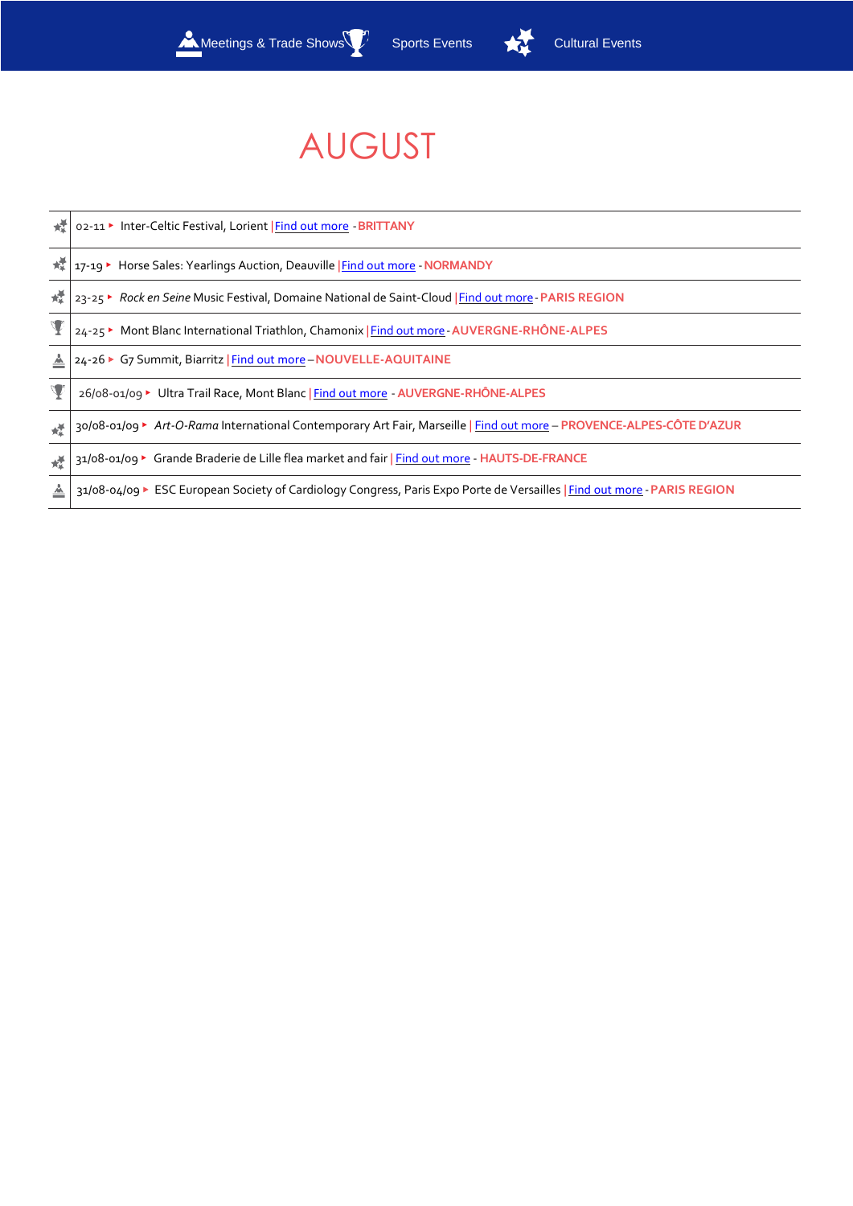Meetings & Trade Shows | Sports Events | Cultural Events

# AUGUST

| | |
|---|---|
| Cultural | 02-11 ▸ Inter-Celtic Festival, Lorient \| Find out more - **BRITTANY** |
| Cultural | 17-19 ▸ Horse Sales: Yearlings Auction, Deauville \| Find out more - **NORMANDY** |
| Cultural | 23-25 ▸ *Rock en Seine* Music Festival, Domaine National de Saint-Cloud \| Find out more - **PARIS REGION** |
| Sports | 24-25 ▸ Mont Blanc International Triathlon, Chamonix \| Find out more - **AUVERGNE-RHÔNE-ALPES** |
| Meetings | 24-26 ▸ G7 Summit, Biarritz \| Find out more – **NOUVELLE-AQUITAINE** |
| Sports | 26/08-01/09 ▸ Ultra Trail Race, Mont Blanc \| Find out more - **AUVERGNE-RHÔNE-ALPES** |
| Cultural | 30/08-01/09 ▸ *Art-O-Rama* International Contemporary Art Fair, Marseille \| Find out more – **PROVENCE-ALPES-CÔTE D'AZUR** |
| Cultural | 31/08-01/09 ▸ Grande Braderie de Lille flea market and fair \| Find out more - **HAUTS-DE-FRANCE** |
| Meetings | 31/08-04/09 ▸ ESC European Society of Cardiology Congress, Paris Expo Porte de Versailles \| Find out more - **PARIS REGION** |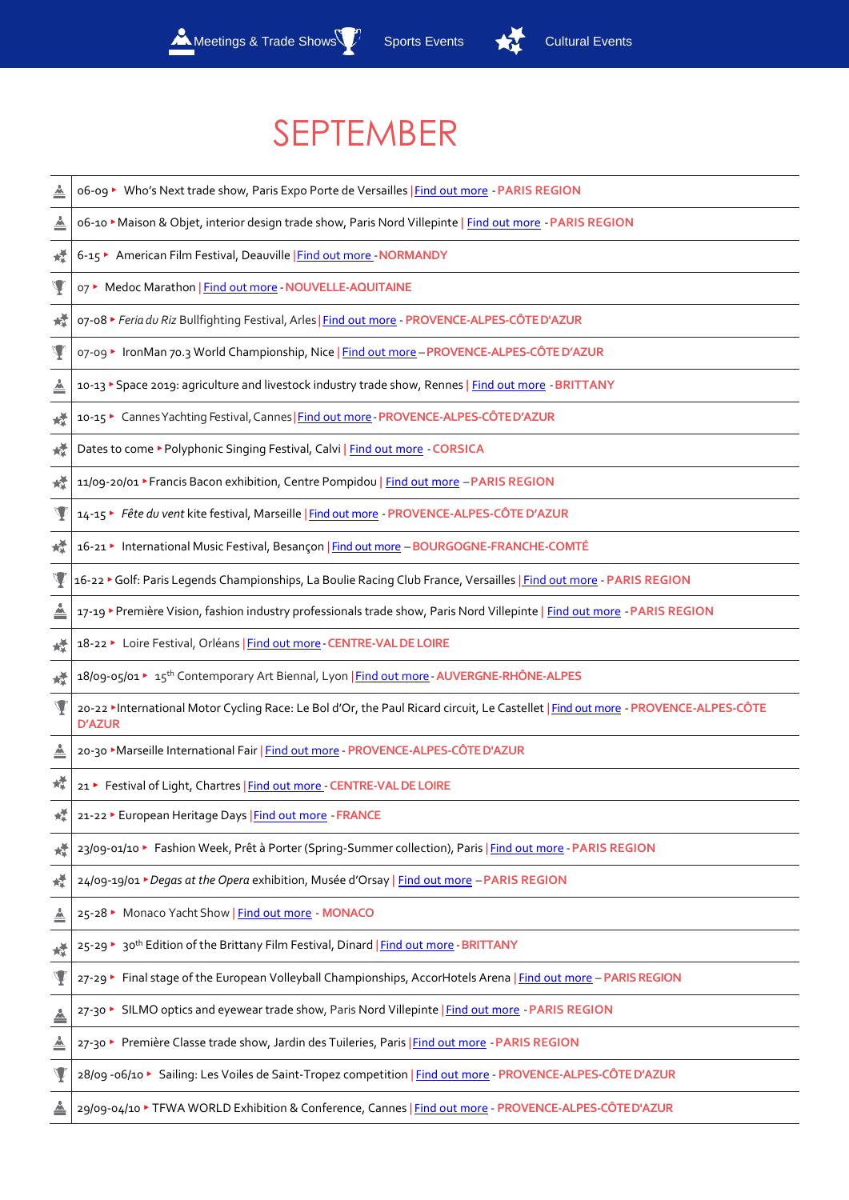Meetings & Trade Shows | Sports Events | Cultural Events

# SEPTEMBER

| | |
|---|---|
| Meetings & Trade Shows | 06-09 ▸ Who's Next trade show, Paris Expo Porte de Versailles \| Find out more - PARIS REGION |
| Meetings & Trade Shows | 06-10 ▸ Maison & Objet, interior design trade show, Paris Nord Villepinte \| Find out more - PARIS REGION |
| Cultural Events | 6-15 ▸ American Film Festival, Deauville \| Find out more - NORMANDY |
| Sports Events | 07 ▸ Medoc Marathon \| Find out more - NOUVELLE-AQUITAINE |
| Cultural Events | 07-08 ▸ *Feria du Riz* Bullfighting Festival, Arles \| Find out more - PROVENCE-ALPES-CÔTE D'AZUR |
| Sports Events | 07-09 ▸ IronMan 70.3 World Championship, Nice \| Find out more – PROVENCE-ALPES-CÔTE D'AZUR |
| Meetings & Trade Shows | 10-13 ▸ Space 2019: agriculture and livestock industry trade show, Rennes \| Find out more - BRITTANY |
| Cultural Events | 10-15 ▸ Cannes Yachting Festival, Cannes \| Find out more - PROVENCE-ALPES-CÔTE D'AZUR |
| Cultural Events | Dates to come ▸ Polyphonic Singing Festival, Calvi \| Find out more - CORSICA |
| Cultural Events | 11/09-20/01 ▸ Francis Bacon exhibition, Centre Pompidou \| Find out more – PARIS REGION |
| Sports Events | 14-15 ▸ *Fête du vent* kite festival, Marseille \| Find out more - PROVENCE-ALPES-CÔTE D'AZUR |
| Cultural Events | 16-21 ▸ International Music Festival, Besançon \| Find out more – BOURGOGNE-FRANCHE-COMTÉ |
| Sports Events | 16-22 ▸ Golf: Paris Legends Championships, La Boulie Racing Club France, Versailles \| Find out more - PARIS REGION |
| Meetings & Trade Shows | 17-19 ▸ Première Vision, fashion industry professionals trade show, Paris Nord Villepinte \| Find out more - PARIS REGION |
| Cultural Events | 18-22 ▸ Loire Festival, Orléans \| Find out more - CENTRE-VAL DE LOIRE |
| Cultural Events | 18/09-05/01 ▸ 15th Contemporary Art Biennal, Lyon \| Find out more - AUVERGNE-RHÔNE-ALPES |
| Sports Events | 20-22 ▸ International Motor Cycling Race: Le Bol d'Or, the Paul Ricard circuit, Le Castellet \| Find out more - PROVENCE-ALPES-CÔTE D'AZUR |
| Meetings & Trade Shows | 20-30 ▸ Marseille International Fair \| Find out more - PROVENCE-ALPES-CÔTE D'AZUR |
| Cultural Events | 21 ▸ Festival of Light, Chartres \| Find out more - CENTRE-VAL DE LOIRE |
| Cultural Events | 21-22 ▸ European Heritage Days \| Find out more - FRANCE |
| Cultural Events | 23/09-01/10 ▸ Fashion Week, Prêt à Porter (Spring-Summer collection), Paris \| Find out more - PARIS REGION |
| Cultural Events | 24/09-19/01 ▸ *Degas at the Opera* exhibition, Musée d'Orsay \| Find out more – PARIS REGION |
| Meetings & Trade Shows | 25-28 ▸ Monaco Yacht Show \| Find out more - MONACO |
| Cultural Events | 25-29 ▸ 30th Edition of the Brittany Film Festival, Dinard \| Find out more - BRITTANY |
| Sports Events | 27-29 ▸ Final stage of the European Volleyball Championships, AccorHotels Arena \| Find out more – PARIS REGION |
| Meetings & Trade Shows | 27-30 ▸ SILMO optics and eyewear trade show, Paris Nord Villepinte \| Find out more - PARIS REGION |
| Meetings & Trade Shows | 27-30 ▸ Première Classe trade show, Jardin des Tuileries, Paris \| Find out more - PARIS REGION |
| Sports Events | 28/09 -06/10 ▸ Sailing: Les Voiles de Saint-Tropez competition \| Find out more - PROVENCE-ALPES-CÔTE D'AZUR |
| Meetings & Trade Shows | 29/09-04/10 ▸ TFWA WORLD Exhibition & Conference, Cannes \| Find out more - PROVENCE-ALPES-CÔTE D'AZUR |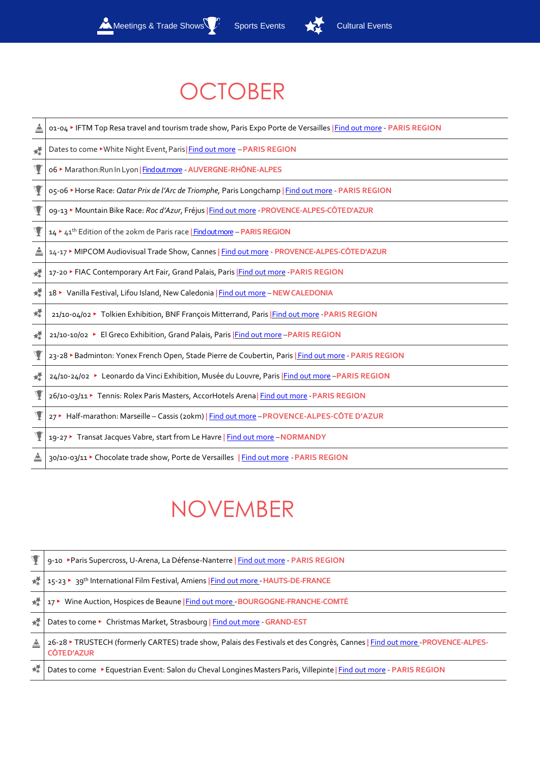Meetings & Trade Shows   Sports Events   Cultural Events

# OCTOBER

- 01-04 ‣ IFTM Top Resa travel and tourism trade show, Paris Expo Porte de Versailles | Find out more - **PARIS REGION**
- Dates to come ‣ White Night Event, Paris | Find out more – **PARIS REGION**
- 06 ‣ Marathon: Run In Lyon | Find out more - **AUVERGNE-RHÔNE-ALPES**
- 05-06 ‣ Horse Race: *Qatar Prix de l'Arc de Triomphe*, Paris Longchamp | Find out more - **PARIS REGION**
- 09-13 ‣ Mountain Bike Race: *Roc d'Azur*, Fréjus | Find out more - **PROVENCE-ALPES-CÔTE D'AZUR**
- 14 ‣ 41th Edition of the 20km de Paris race | Find out more – **PARIS REGION**
- 14-17 ‣ MIPCOM Audiovisual Trade Show, Cannes | Find out more - **PROVENCE-ALPES-CÔTE D'AZUR**
- 17-20 ‣ FIAC Contemporary Art Fair, Grand Palais, Paris | Find out more - **PARIS REGION**
- 18 ‣ Vanilla Festival, Lifou Island, New Caledonia | Find out more – **NEW CALEDONIA**
- 21/10-04/02 ‣ Tolkien Exhibition, BNF François Mitterrand, Paris | Find out more - **PARIS REGION**
- 21/10-10/02 ‣ El Greco Exhibition, Grand Palais, Paris | Find out more – **PARIS REGION**
- 23-28 ‣ Badminton: Yonex French Open, Stade Pierre de Coubertin, Paris | Find out more - **PARIS REGION**
- 24/10-24/02 ‣ Leonardo da Vinci Exhibition, Musée du Louvre, Paris | Find out more – **PARIS REGION**
- 26/10-03/11 ‣ Tennis: Rolex Paris Masters, AccorHotels Arena | Find out more - **PARIS REGION**
- 27 ‣ Half-marathon: Marseille – Cassis (20km) | Find out more – **PROVENCE-ALPES-CÔTE D'AZUR**
- 19-27 ‣ Transat Jacques Vabre, start from Le Havre | Find out more – **NORMANDY**
- 30/10-03/11 ‣ Chocolate trade show, Porte de Versailles | Find out more - **PARIS REGION**

# NOVEMBER

- 9-10 ‣ Paris Supercross, U-Arena, La Défense-Nanterre | Find out more - **PARIS REGION**
- 15-23 ‣ 39th International Film Festival, Amiens | Find out more - **HAUTS-DE-FRANCE**
- 17 ‣ Wine Auction, Hospices de Beaune | Find out more - **BOURGOGNE-FRANCHE-COMTÉ**
- Dates to come ‣ Christmas Market, Strasbourg | Find out more - **GRAND-EST**
- 26-28 ‣ TRUSTECH (formerly CARTES) trade show, Palais des Festivals et des Congrès, Cannes | Find out more - **PROVENCE-ALPES-CÔTE D'AZUR**
- Dates to come ‣ Equestrian Event: Salon du Cheval Longines Masters Paris, Villepinte | Find out more - **PARIS REGION**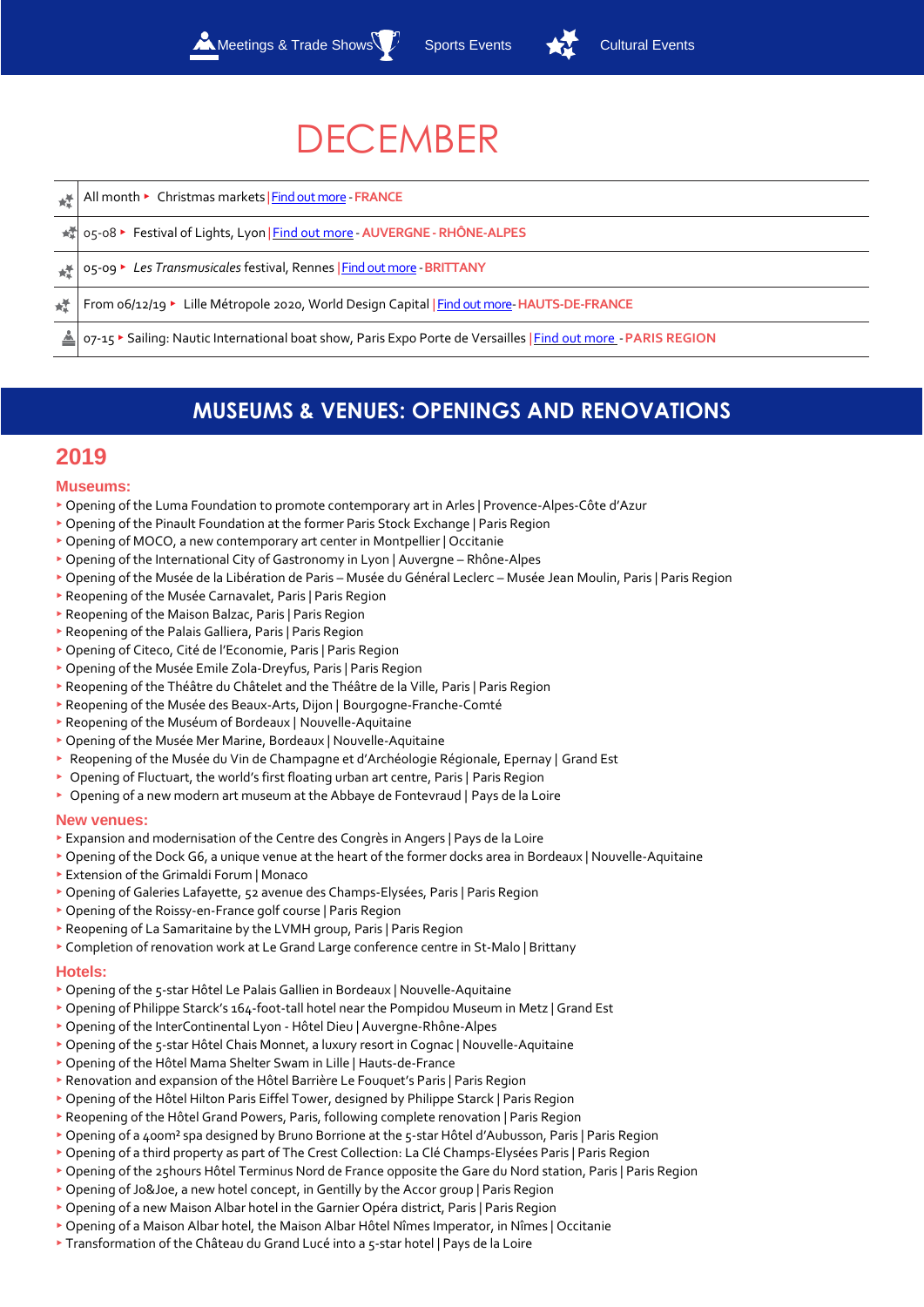Meetings & Trade Shows | Sports Events | Cultural Events

# DECEMBER

| | |
|---|---|
| | All month ‣ Christmas markets \| Find out more - **FRANCE** |
| | 05-08 ‣ Festival of Lights, Lyon \| Find out more - **AUVERGNE - RHÔNE-ALPES** |
| | 05-09 ‣ *Les Transmusicales* festival, Rennes \| Find out more - **BRITTANY** |
| | From 06/12/19 ‣ Lille Métropole 2020, World Design Capital \| Find out more- **HAUTS-DE-FRANCE** |
| | 07-15 ‣ Sailing: Nautic International boat show, Paris Expo Porte de Versailles \| Find out more - **PARIS REGION** |

## MUSEUMS & VENUES: OPENINGS AND RENOVATIONS

## 2019

### Museums:

- Opening of the Luma Foundation to promote contemporary art in Arles | Provence-Alpes-Côte d'Azur
- Opening of the Pinault Foundation at the former Paris Stock Exchange | Paris Region
- Opening of MOCO, a new contemporary art center in Montpellier | Occitanie
- Opening of the International City of Gastronomy in Lyon | Auvergne – Rhône-Alpes
- Opening of the Musée de la Libération de Paris – Musée du Général Leclerc – Musée Jean Moulin, Paris | Paris Region
- Reopening of the Musée Carnavalet, Paris | Paris Region
- Reopening of the Maison Balzac, Paris | Paris Region
- Reopening of the Palais Galliera, Paris | Paris Region
- Opening of Citeco, Cité de l'Economie, Paris | Paris Region
- Opening of the Musée Emile Zola-Dreyfus, Paris | Paris Region
- Reopening of the Théâtre du Châtelet and the Théâtre de la Ville, Paris | Paris Region
- Reopening of the Musée des Beaux-Arts, Dijon | Bourgogne-Franche-Comté
- Reopening of the Muséum of Bordeaux | Nouvelle-Aquitaine
- Opening of the Musée Mer Marine, Bordeaux | Nouvelle-Aquitaine
- Reopening of the Musée du Vin de Champagne et d'Archéologie Régionale, Epernay | Grand Est
- Opening of Fluctuart, the world's first floating urban art centre, Paris | Paris Region
- Opening of a new modern art museum at the Abbaye de Fontevraud | Pays de la Loire

### New venues:

- Expansion and modernisation of the Centre des Congrès in Angers | Pays de la Loire
- Opening of the Dock G6, a unique venue at the heart of the former docks area in Bordeaux | Nouvelle-Aquitaine
- Extension of the Grimaldi Forum | Monaco
- Opening of Galeries Lafayette, 52 avenue des Champs-Elysées, Paris | Paris Region
- Opening of the Roissy-en-France golf course | Paris Region
- Reopening of La Samaritaine by the LVMH group, Paris | Paris Region
- Completion of renovation work at Le Grand Large conference centre in St-Malo | Brittany

### Hotels:

- Opening of the 5-star Hôtel Le Palais Gallien in Bordeaux | Nouvelle-Aquitaine
- Opening of Philippe Starck's 164-foot-tall hotel near the Pompidou Museum in Metz | Grand Est
- Opening of the InterContinental Lyon - Hôtel Dieu | Auvergne-Rhône-Alpes
- Opening of the 5-star Hôtel Chais Monnet, a luxury resort in Cognac | Nouvelle-Aquitaine
- Opening of the Hôtel Mama Shelter Swam in Lille | Hauts-de-France
- Renovation and expansion of the Hôtel Barrière Le Fouquet's Paris | Paris Region
- Opening of the Hôtel Hilton Paris Eiffel Tower, designed by Philippe Starck | Paris Region
- Reopening of the Hôtel Grand Powers, Paris, following complete renovation | Paris Region
- Opening of a 400m² spa designed by Bruno Borrione at the 5-star Hôtel d'Aubusson, Paris | Paris Region
- Opening of a third property as part of The Crest Collection: La Clé Champs-Elysées Paris | Paris Region
- Opening of the 25hours Hôtel Terminus Nord de France opposite the Gare du Nord station, Paris | Paris Region
- Opening of Jo&Joe, a new hotel concept, in Gentilly by the Accor group | Paris Region
- Opening of a new Maison Albar hotel in the Garnier Opéra district, Paris | Paris Region
- Opening of a Maison Albar hotel, the Maison Albar Hôtel Nîmes Imperator, in Nîmes | Occitanie
- Transformation of the Château du Grand Lucé into a 5-star hotel | Pays de la Loire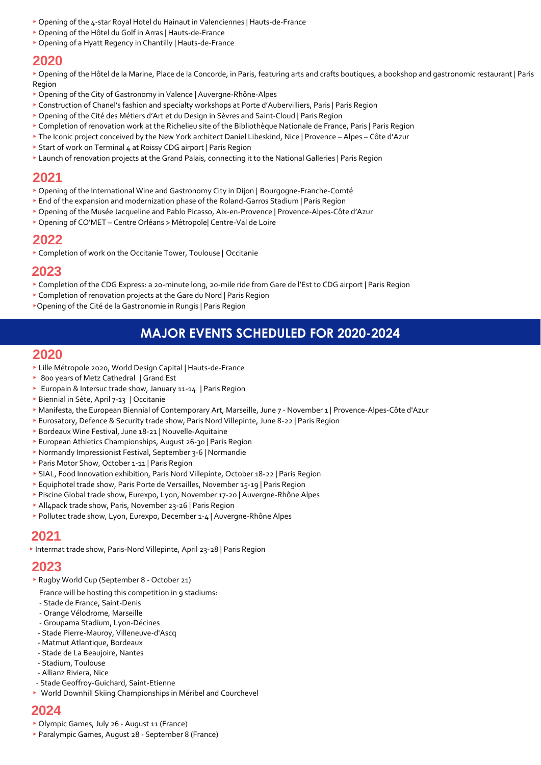- Opening of the 4-star Royal Hotel du Hainaut in Valenciennes | Hauts-de-France
- Opening of the Hôtel du Golf in Arras | Hauts-de-France
- Opening of a Hyatt Regency in Chantilly | Hauts-de-France

## 2020

- Opening of the Hôtel de la Marine, Place de la Concorde, in Paris, featuring arts and crafts boutiques, a bookshop and gastronomic restaurant | Paris Region
- Opening of the City of Gastronomy in Valence | Auvergne-Rhône-Alpes
- Construction of Chanel's fashion and specialty workshops at Porte d'Aubervilliers, Paris | Paris Region
- Opening of the Cité des Métiers d'Art et du Design in Sèvres and Saint-Cloud | Paris Region
- Completion of renovation work at the Richelieu site of the Bibliothèque Nationale de France, Paris | Paris Region
- The Iconic project conceived by the New York architect Daniel Libeskind, Nice | Provence – Alpes – Côte d'Azur
- Start of work on Terminal 4 at Roissy CDG airport | Paris Region
- Launch of renovation projects at the Grand Palais, connecting it to the National Galleries | Paris Region

## 2021

- Opening of the International Wine and Gastronomy City in Dijon | Bourgogne-Franche-Comté
- End of the expansion and modernization phase of the Roland-Garros Stadium | Paris Region
- Opening of the Musée Jacqueline and Pablo Picasso, Aix-en-Provence | Provence-Alpes-Côte d'Azur
- Opening of CO'MET – Centre Orléans > Métropole| Centre-Val de Loire

## 2022

- Completion of work on the Occitanie Tower, Toulouse | Occitanie

## 2023

- Completion of the CDG Express: a 20-minute long, 20-mile ride from Gare de l'Est to CDG airport | Paris Region
- Completion of renovation projects at the Gare du Nord | Paris Region
- Opening of the Cité de la Gastronomie in Rungis | Paris Region

# MAJOR EVENTS SCHEDULED FOR 2020-2024

## 2020

- Lille Métropole 2020, World Design Capital | Hauts-de-France
- 800 years of Metz Cathedral | Grand Est
- Europain & Intersuc trade show, January 11-14 | Paris Region
- Biennial in Sète, April 7-13 | Occitanie
- Manifesta, the European Biennial of Contemporary Art, Marseille, June 7 - November 1 | Provence-Alpes-Côte d'Azur
- Eurosatory, Defence & Security trade show, Paris Nord Villepinte, June 8-22 | Paris Region
- Bordeaux Wine Festival, June 18-21 | Nouvelle-Aquitaine
- European Athletics Championships, August 26-30 | Paris Region
- Normandy Impressionist Festival, September 3-6 | Normandie
- Paris Motor Show, October 1-11 | Paris Region
- SIAL, Food Innovation exhibition, Paris Nord Villepinte, October 18-22 | Paris Region
- Equiphotel trade show, Paris Porte de Versailles, November 15-19 | Paris Region
- Piscine Global trade show, Eurexpo, Lyon, November 17-20 | Auvergne-Rhône Alpes
- All4pack trade show, Paris, November 23-26 | Paris Region
- Pollutec trade show, Lyon, Eurexpo, December 1-4 | Auvergne-Rhône Alpes

## 2021

- Intermat trade show, Paris-Nord Villepinte, April 23-28 | Paris Region

## 2023

- Rugby World Cup (September 8 - October 21)

  France will be hosting this competition in 9 stadiums:
  - Stade de France, Saint-Denis
  - Orange Vélodrome, Marseille
  - Groupama Stadium, Lyon-Décines
  - Stade Pierre-Mauroy, Villeneuve-d'Ascq
  - Matmut Atlantique, Bordeaux
  - Stade de La Beaujoire, Nantes
  - Stadium, Toulouse
  - Allianz Riviera, Nice
  - Stade Geoffroy-Guichard, Saint-Etienne
- World Downhill Skiing Championships in Méribel and Courchevel

## 2024

- Olympic Games, July 26 - August 11 (France)
- Paralympic Games, August 28 - September 8 (France)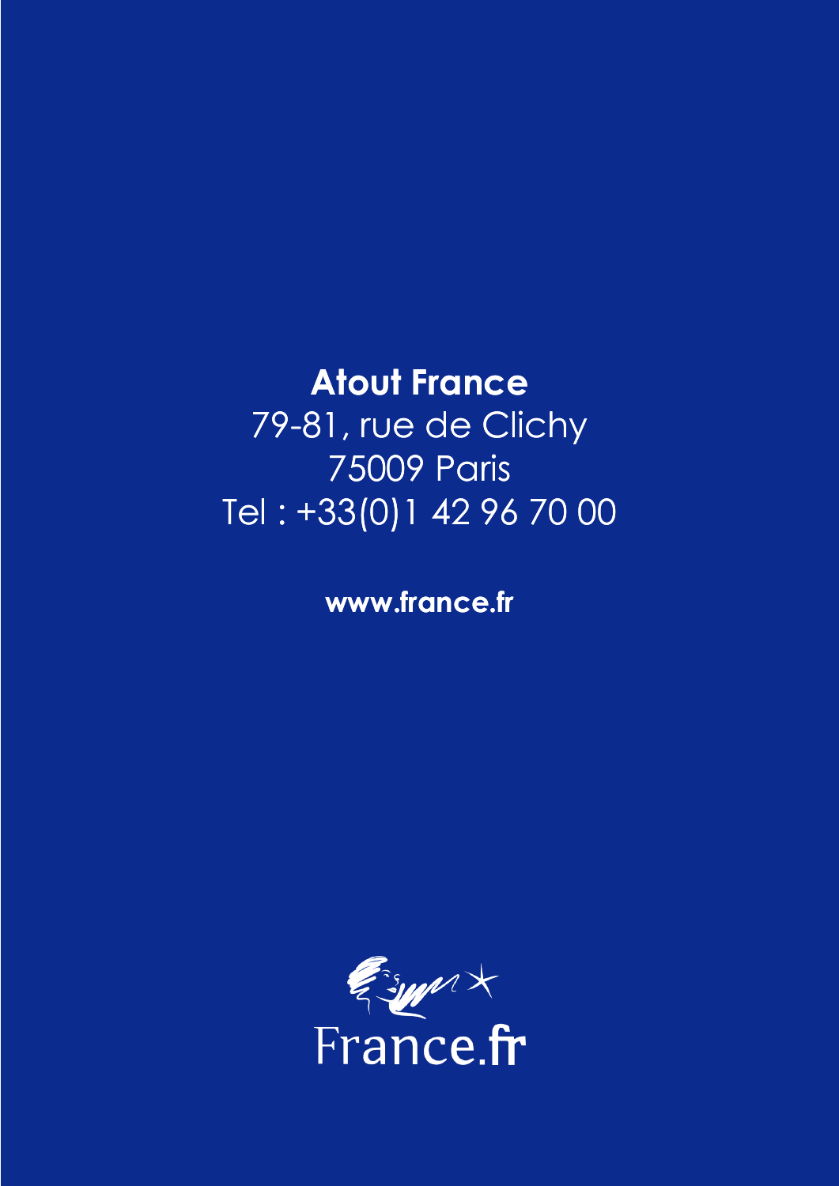**Atout France**
79-81, rue de Clichy
75009 Paris
Tel : +33(0)1 42 96 70 00

**www.france.fr**

France.fr